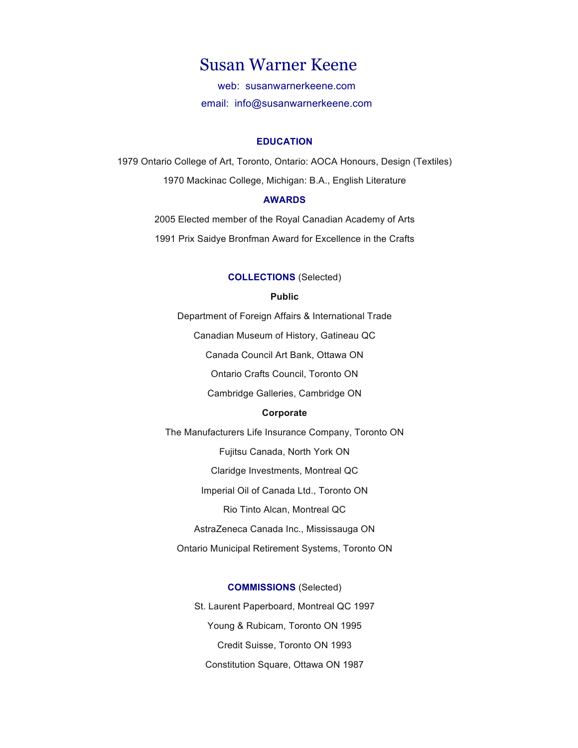# Susan Warner Keene

web: susanwarnerkeene.com

email: info@susanwarnerkeene.com

## EDUCATION

1979 Ontario College of Art, Toronto, Ontario: AOCA Honours, Design (Textiles)

1970 Mackinac College, Michigan: B.A., English Literature

## AWARDS

2005 Elected member of the Royal Canadian Academy of Arts

1991 Prix Saidye Bronfman Award for Excellence in the Crafts

## COLLECTIONS (Selected)

### Public

Department of Foreign Affairs & International Trade

Canadian Museum of History, Gatineau QC

Canada Council Art Bank, Ottawa ON

Ontario Crafts Council, Toronto ON

Cambridge Galleries, Cambridge ON

### Corporate

The Manufacturers Life Insurance Company, Toronto ON

Fujitsu Canada, North York ON

Claridge Investments, Montreal QC

Imperial Oil of Canada Ltd., Toronto ON

Rio Tinto Alcan, Montreal QC

AstraZeneca Canada Inc., Mississauga ON

Ontario Municipal Retirement Systems, Toronto ON

## COMMISSIONS (Selected)

St. Laurent Paperboard, Montreal QC 1997

Young & Rubicam, Toronto ON 1995

Credit Suisse, Toronto ON 1993

Constitution Square, Ottawa ON 1987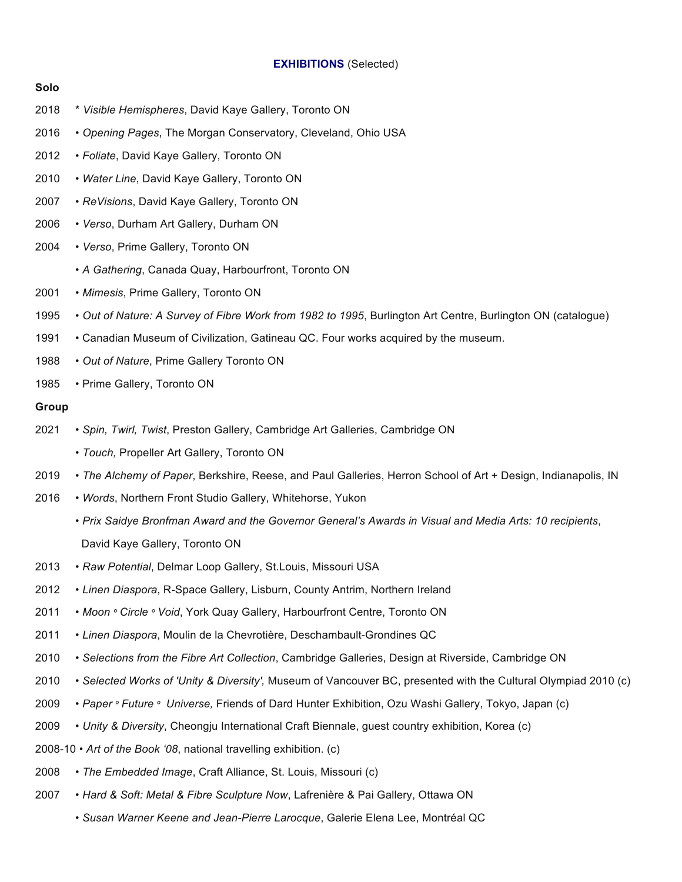**EXHIBITIONS** (Selected)

**Solo**

2018 * *Visible Hemispheres*, David Kaye Gallery, Toronto ON

2016 • *Opening Pages*, The Morgan Conservatory, Cleveland, Ohio USA

2012 • *Foliate*, David Kaye Gallery, Toronto ON

2010 • *Water Line*, David Kaye Gallery, Toronto ON

2007 • *ReVisions*, David Kaye Gallery, Toronto ON

2006 • *Verso*, Durham Art Gallery, Durham ON

2004 • *Verso*, Prime Gallery, Toronto ON

• *A Gathering*, Canada Quay, Harbourfront, Toronto ON

2001 • *Mimesis*, Prime Gallery, Toronto ON

1995 • *Out of Nature: A Survey of Fibre Work from 1982 to 1995*, Burlington Art Centre, Burlington ON (catalogue)

1991 • Canadian Museum of Civilization, Gatineau QC. Four works acquired by the museum.

1988 • *Out of Nature*, Prime Gallery Toronto ON

1985 • Prime Gallery, Toronto ON

**Group**

2021 • *Spin, Twirl, Twist*, Preston Gallery, Cambridge Art Galleries, Cambridge ON

• *Touch,* Propeller Art Gallery, Toronto ON

2019 • *The Alchemy of Paper*, Berkshire, Reese, and Paul Galleries, Herron School of Art + Design, Indianapolis, IN

2016 • *Words*, Northern Front Studio Gallery, Whitehorse, Yukon

• *Prix Saidye Bronfman Award and the Governor General's Awards in Visual and Media Arts: 10 recipients*, David Kaye Gallery, Toronto ON

2013 • *Raw Potential*, Delmar Loop Gallery, St.Louis, Missouri USA

2012 • *Linen Diaspora*, R-Space Gallery, Lisburn, County Antrim, Northern Ireland

2011 • *Moon ◦ Circle ◦ Void*, York Quay Gallery, Harbourfront Centre, Toronto ON

2011 • *Linen Diaspora*, Moulin de la Chevrotière, Deschambault-Grondines QC

2010 • *Selections from the Fibre Art Collection*, Cambridge Galleries, Design at Riverside, Cambridge ON

2010 • *Selected Works of 'Unity & Diversity',* Museum of Vancouver BC, presented with the Cultural Olympiad 2010 (c)

2009 • *Paper ◦ Future ◦ Universe,* Friends of Dard Hunter Exhibition, Ozu Washi Gallery, Tokyo, Japan (c)

2009 • *Unity & Diversity*, Cheongju International Craft Biennale, guest country exhibition, Korea (c)

2008-10 • *Art of the Book '08*, national travelling exhibition. (c)

2008 • *The Embedded Image*, Craft Alliance, St. Louis, Missouri (c)

2007 • *Hard & Soft: Metal & Fibre Sculpture Now*, Lafrenière & Pai Gallery, Ottawa ON

• *Susan Warner Keene and Jean-Pierre Larocque*, Galerie Elena Lee, Montréal QC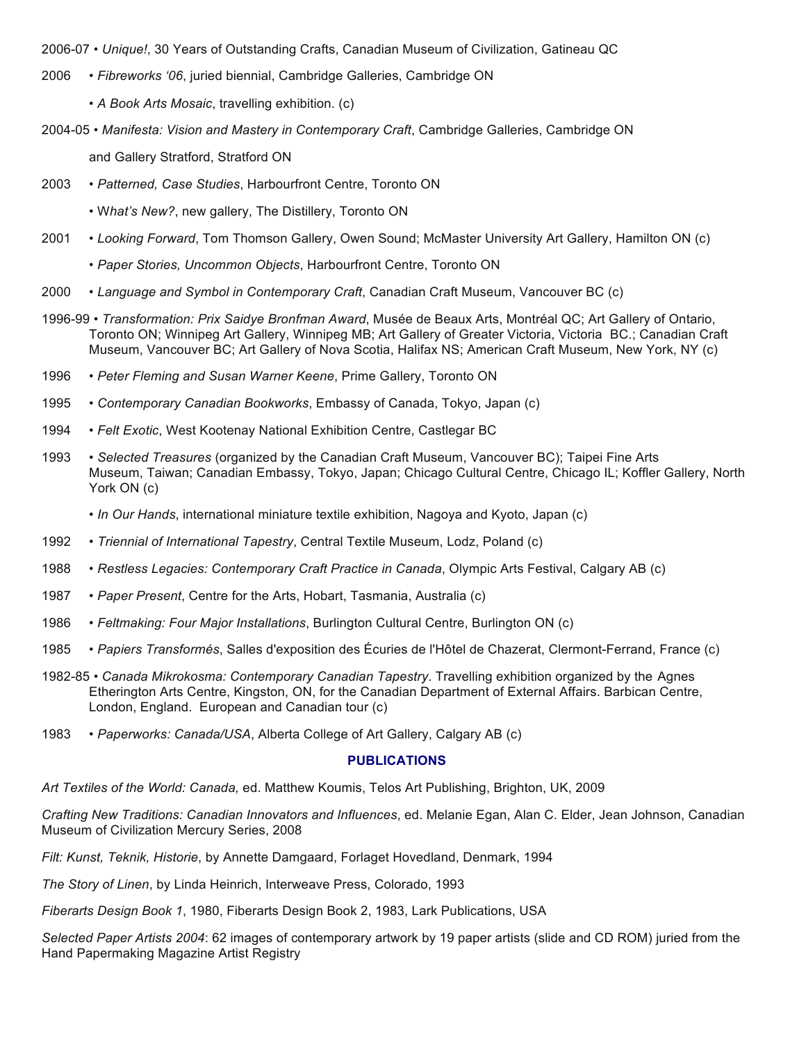2006-07 • *Unique!*, 30 Years of Outstanding Crafts, Canadian Museum of Civilization, Gatineau QC

2006 • *Fibreworks '06*, juried biennial, Cambridge Galleries, Cambridge ON

• *A Book Arts Mosaic*, travelling exhibition. (c)

2004-05 • *Manifesta: Vision and Mastery in Contemporary Craft*, Cambridge Galleries, Cambridge ON and Gallery Stratford, Stratford ON

2003 • *Patterned, Case Studies*, Harbourfront Centre, Toronto ON

• W*hat's New?*, new gallery, The Distillery, Toronto ON

2001 • *Looking Forward*, Tom Thomson Gallery, Owen Sound; McMaster University Art Gallery, Hamilton ON (c)

• *Paper Stories, Uncommon Objects*, Harbourfront Centre, Toronto ON

2000 • *Language and Symbol in Contemporary Craft*, Canadian Craft Museum, Vancouver BC (c)

1996-99 • *Transformation: Prix Saidye Bronfman Award*, Musée de Beaux Arts, Montréal QC; Art Gallery of Ontario, Toronto ON; Winnipeg Art Gallery, Winnipeg MB; Art Gallery of Greater Victoria, Victoria BC.; Canadian Craft Museum, Vancouver BC; Art Gallery of Nova Scotia, Halifax NS; American Craft Museum, New York, NY (c)

1996 • *Peter Fleming and Susan Warner Keene*, Prime Gallery, Toronto ON

1995 • *Contemporary Canadian Bookworks*, Embassy of Canada, Tokyo, Japan (c)

1994 • *Felt Exotic*, West Kootenay National Exhibition Centre, Castlegar BC

1993 • *Selected Treasures* (organized by the Canadian Craft Museum, Vancouver BC); Taipei Fine Arts Museum, Taiwan; Canadian Embassy, Tokyo, Japan; Chicago Cultural Centre, Chicago IL; Koffler Gallery, North York ON (c)

• *In Our Hands*, international miniature textile exhibition, Nagoya and Kyoto, Japan (c)

1992 • *Triennial of International Tapestry*, Central Textile Museum, Lodz, Poland (c)

1988 • *Restless Legacies: Contemporary Craft Practice in Canada*, Olympic Arts Festival, Calgary AB (c)

1987 • *Paper Present*, Centre for the Arts, Hobart, Tasmania, Australia (c)

1986 • *Feltmaking: Four Major Installations*, Burlington Cultural Centre, Burlington ON (c)

1985 • *Papiers Transformés*, Salles d'exposition des Écuries de l'Hôtel de Chazerat, Clermont-Ferrand, France (c)

1982-85 • *Canada Mikrokosma: Contemporary Canadian Tapestry*. Travelling exhibition organized by the Agnes Etherington Arts Centre, Kingston, ON, for the Canadian Department of External Affairs. Barbican Centre, London, England. European and Canadian tour (c)

1983 • *Paperworks: Canada/USA*, Alberta College of Art Gallery, Calgary AB (c)

## PUBLICATIONS

*Art Textiles of the World: Canada,* ed. Matthew Koumis, Telos Art Publishing, Brighton, UK, 2009

*Crafting New Traditions: Canadian Innovators and Influences*, ed. Melanie Egan, Alan C. Elder, Jean Johnson, Canadian Museum of Civilization Mercury Series, 2008

*Filt: Kunst, Teknik, Historie*, by Annette Damgaard, Forlaget Hovedland, Denmark, 1994

*The Story of Linen*, by Linda Heinrich, Interweave Press, Colorado, 1993

*Fiberarts Design Book 1*, 1980, Fiberarts Design Book 2, 1983, Lark Publications, USA

*Selected Paper Artists 2004*: 62 images of contemporary artwork by 19 paper artists (slide and CD ROM) juried from the Hand Papermaking Magazine Artist Registry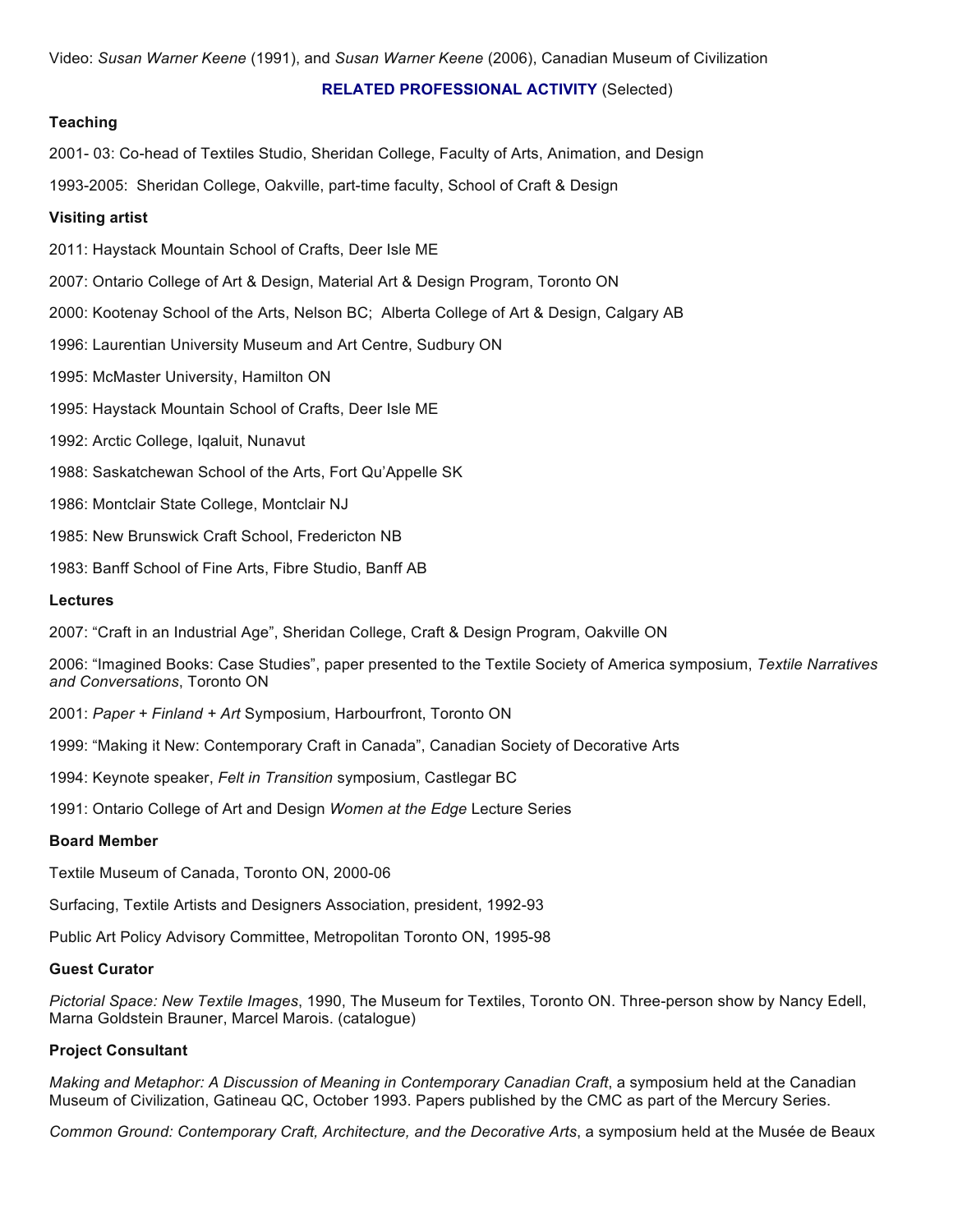Video: *Susan Warner Keene* (1991), and *Susan Warner Keene* (2006), Canadian Museum of Civilization

## RELATED PROFESSIONAL ACTIVITY (Selected)

### Teaching

2001- 03: Co-head of Textiles Studio, Sheridan College, Faculty of Arts, Animation, and Design

1993-2005: Sheridan College, Oakville, part-time faculty, School of Craft & Design

### Visiting artist

2011: Haystack Mountain School of Crafts, Deer Isle ME

2007: Ontario College of Art & Design, Material Art & Design Program, Toronto ON

2000: Kootenay School of the Arts, Nelson BC; Alberta College of Art & Design, Calgary AB

1996: Laurentian University Museum and Art Centre, Sudbury ON

1995: McMaster University, Hamilton ON

1995: Haystack Mountain School of Crafts, Deer Isle ME

1992: Arctic College, Iqaluit, Nunavut

1988: Saskatchewan School of the Arts, Fort Qu'Appelle SK

1986: Montclair State College, Montclair NJ

1985: New Brunswick Craft School, Fredericton NB

1983: Banff School of Fine Arts, Fibre Studio, Banff AB

### Lectures

2007: "Craft in an Industrial Age", Sheridan College, Craft & Design Program, Oakville ON

2006: "Imagined Books: Case Studies", paper presented to the Textile Society of America symposium, *Textile Narratives and Conversations*, Toronto ON

2001: *Paper + Finland + Art* Symposium, Harbourfront, Toronto ON

1999: "Making it New: Contemporary Craft in Canada", Canadian Society of Decorative Arts

1994: Keynote speaker, *Felt in Transition* symposium, Castlegar BC

1991: Ontario College of Art and Design *Women at the Edge* Lecture Series

### Board Member

Textile Museum of Canada, Toronto ON, 2000-06

Surfacing, Textile Artists and Designers Association, president, 1992-93

Public Art Policy Advisory Committee, Metropolitan Toronto ON, 1995-98

### Guest Curator

*Pictorial Space: New Textile Images*, 1990, The Museum for Textiles, Toronto ON. Three-person show by Nancy Edell, Marna Goldstein Brauner, Marcel Marois. (catalogue)

### Project Consultant

*Making and Metaphor: A Discussion of Meaning in Contemporary Canadian Craft*, a symposium held at the Canadian Museum of Civilization, Gatineau QC, October 1993. Papers published by the CMC as part of the Mercury Series.

*Common Ground: Contemporary Craft, Architecture, and the Decorative Arts*, a symposium held at the Musée de Beaux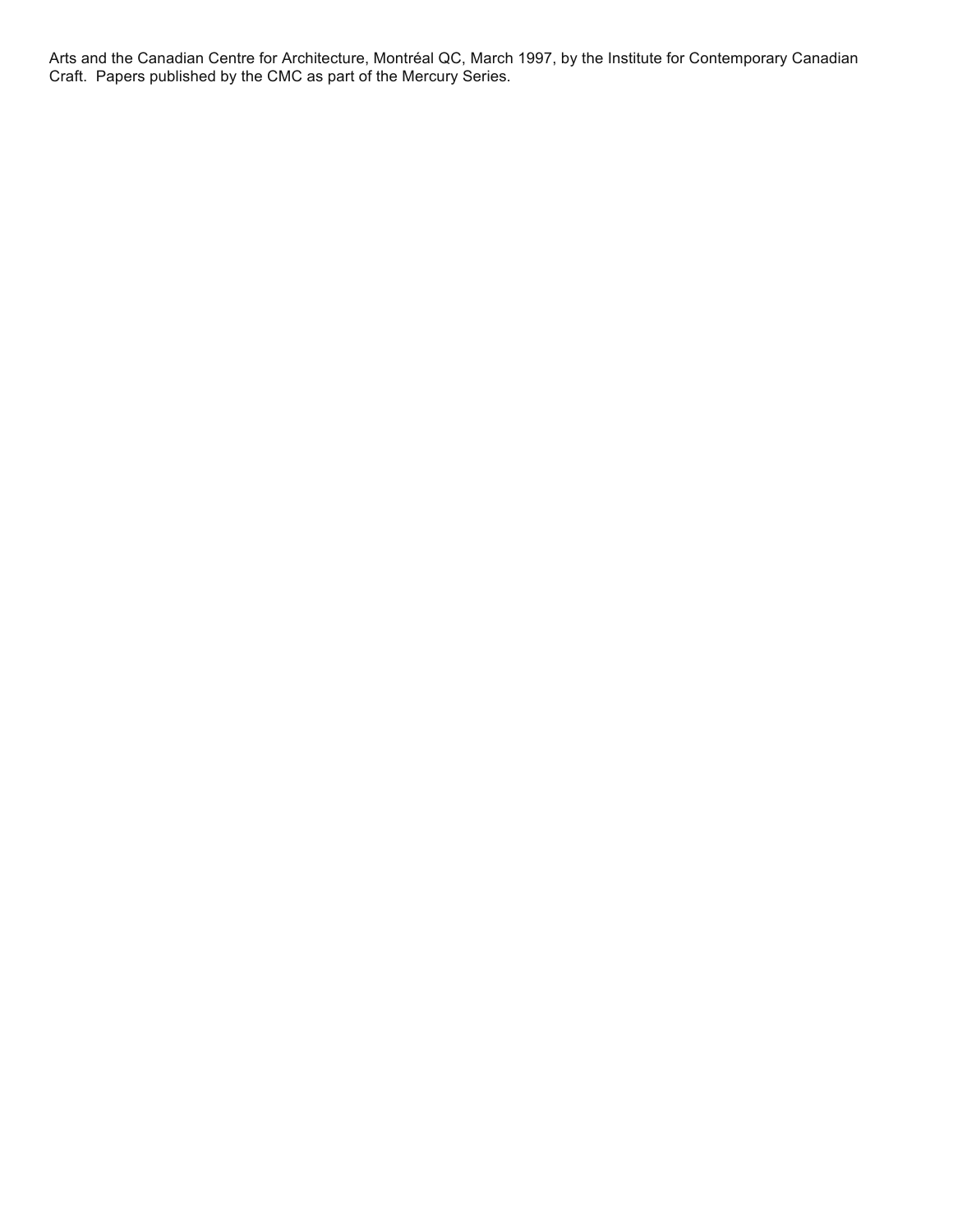Arts and the Canadian Centre for Architecture, Montréal QC, March 1997, by the Institute for Contemporary Canadian Craft. Papers published by the CMC as part of the Mercury Series.